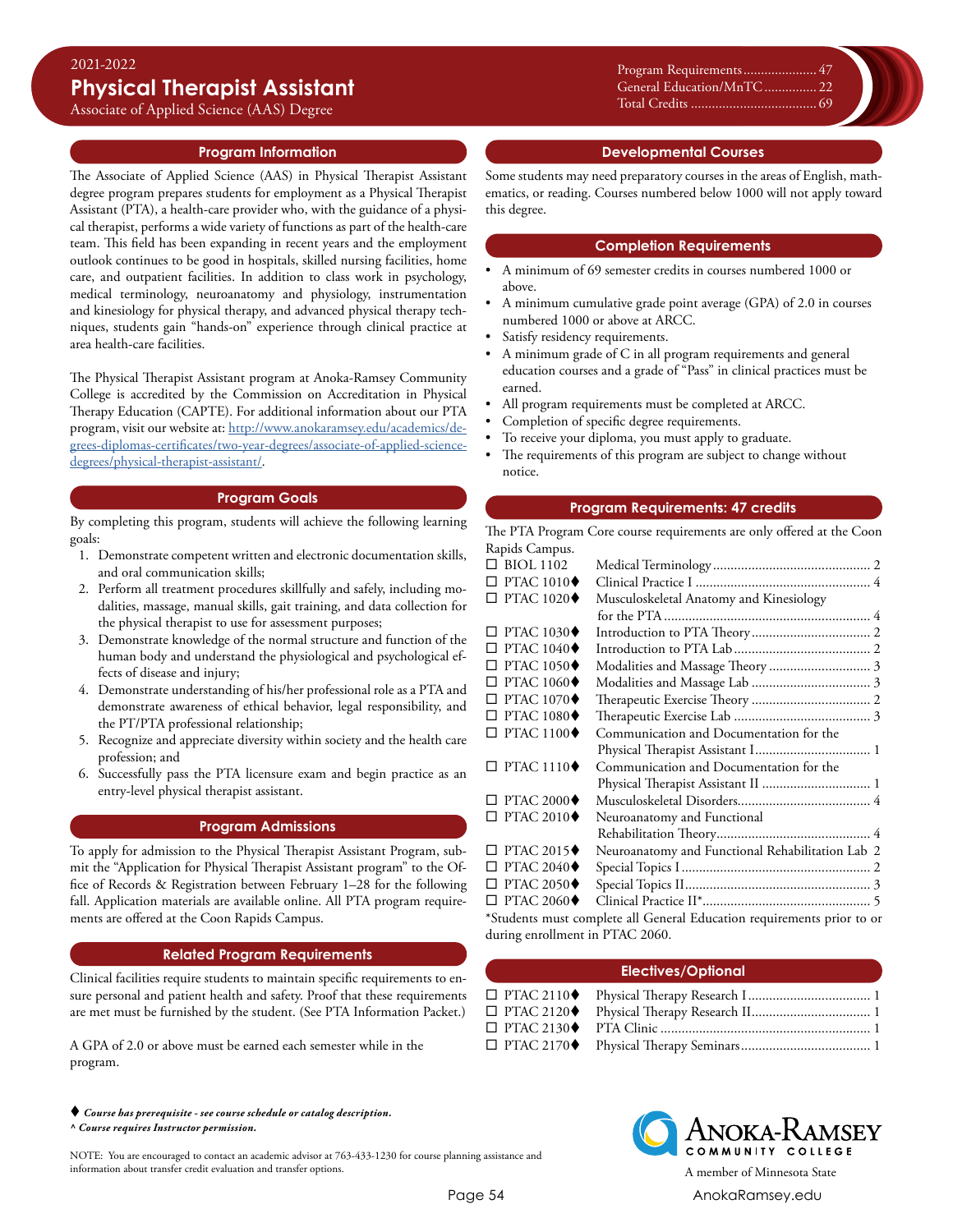2021-2022

# Physical Therapist Assistant

Associate of Applied Science (AAS) Degree

| | |
|---|---|
| Program Requirements | 47 |
| General Education/MnTC | 22 |
| Total Credits | 69 |

## Program Information

The Associate of Applied Science (AAS) in Physical Therapist Assistant degree program prepares students for employment as a Physical Therapist Assistant (PTA), a health-care provider who, with the guidance of a physical therapist, performs a wide variety of functions as part of the health-care team. This field has been expanding in recent years and the employment outlook continues to be good in hospitals, skilled nursing facilities, home care, and outpatient facilities. In addition to class work in psychology, medical terminology, neuroanatomy and physiology, instrumentation and kinesiology for physical therapy, and advanced physical therapy techniques, students gain "hands-on" experience through clinical practice at area health-care facilities.

The Physical Therapist Assistant program at Anoka-Ramsey Community College is accredited by the Commission on Accreditation in Physical Therapy Education (CAPTE). For additional information about our PTA program, visit our website at: http://www.anokaramsey.edu/academics/degrees-diplomas-certificates/two-year-degrees/associate-of-applied-science-degrees/physical-therapist-assistant/.

## Program Goals

By completing this program, students will achieve the following learning goals:

1. Demonstrate competent written and electronic documentation skills, and oral communication skills;
2. Perform all treatment procedures skillfully and safely, including modalities, massage, manual skills, gait training, and data collection for the physical therapist to use for assessment purposes;
3. Demonstrate knowledge of the normal structure and function of the human body and understand the physiological and psychological effects of disease and injury;
4. Demonstrate understanding of his/her professional role as a PTA and demonstrate awareness of ethical behavior, legal responsibility, and the PT/PTA professional relationship;
5. Recognize and appreciate diversity within society and the health care profession; and
6. Successfully pass the PTA licensure exam and begin practice as an entry-level physical therapist assistant.

## Program Admissions

To apply for admission to the Physical Therapist Assistant Program, submit the "Application for Physical Therapist Assistant program" to the Office of Records & Registration between February 1–28 for the following fall. Application materials are available online. All PTA program requirements are offered at the Coon Rapids Campus.

## Related Program Requirements

Clinical facilities require students to maintain specific requirements to ensure personal and patient health and safety. Proof that these requirements are met must be furnished by the student. (See PTA Information Packet.)

A GPA of 2.0 or above must be earned each semester while in the program.

## Developmental Courses

Some students may need preparatory courses in the areas of English, mathematics, or reading. Courses numbered below 1000 will not apply toward this degree.

## Completion Requirements

- A minimum of 69 semester credits in courses numbered 1000 or above.
- A minimum cumulative grade point average (GPA) of 2.0 in courses numbered 1000 or above at ARCC.
- Satisfy residency requirements.
- A minimum grade of C in all program requirements and general education courses and a grade of "Pass" in clinical practices must be earned.
- All program requirements must be completed at ARCC.
- Completion of specific degree requirements.
- To receive your diploma, you must apply to graduate.
- The requirements of this program are subject to change without notice.

## Program Requirements: 47 credits

The PTA Program Core course requirements are only offered at the Coon Rapids Campus.

| Course | Title | Credits |
|---|---|---|
| ☐ BIOL 1102 | Medical Terminology | 2 |
| ☐ PTAC 1010♦ | Clinical Practice I | 4 |
| ☐ PTAC 1020♦ | Musculoskeletal Anatomy and Kinesiology for the PTA | 4 |
| ☐ PTAC 1030♦ | Introduction to PTA Theory | 2 |
| ☐ PTAC 1040♦ | Introduction to PTA Lab | 2 |
| ☐ PTAC 1050♦ | Modalities and Massage Theory | 3 |
| ☐ PTAC 1060♦ | Modalities and Massage Lab | 3 |
| ☐ PTAC 1070♦ | Therapeutic Exercise Theory | 2 |
| ☐ PTAC 1080♦ | Therapeutic Exercise Lab | 3 |
| ☐ PTAC 1100♦ | Communication and Documentation for the Physical Therapist Assistant I | 1 |
| ☐ PTAC 1110♦ | Communication and Documentation for the Physical Therapist Assistant II | 1 |
| ☐ PTAC 2000♦ | Musculoskeletal Disorders | 4 |
| ☐ PTAC 2010♦ | Neuroanatomy and Functional Rehabilitation Theory | 4 |
| ☐ PTAC 2015♦ | Neuroanatomy and Functional Rehabilitation Lab | 2 |
| ☐ PTAC 2040♦ | Special Topics I | 2 |
| ☐ PTAC 2050♦ | Special Topics II | 3 |
| ☐ PTAC 2060♦ | Clinical Practice II* | 5 |

*Students must complete all General Education requirements prior to or during enrollment in PTAC 2060.

## Electives/Optional

| Course | Title | Credits |
|---|---|---|
| ☐ PTAC 2110♦ | Physical Therapy Research I | 1 |
| ☐ PTAC 2120♦ | Physical Therapy Research II | 1 |
| ☐ PTAC 2130♦ | PTA Clinic | 1 |
| ☐ PTAC 2170♦ | Physical Therapy Seminars | 1 |

♦ ***Course has prerequisite - see course schedule or catalog description.***
^ ***Course requires Instructor permission.***

NOTE: You are encouraged to contact an academic advisor at 763-433-1230 for course planning assistance and information about transfer credit evaluation and transfer options.

Anoka-Ramsey Community College
A member of Minnesota State
AnokaRamsey.edu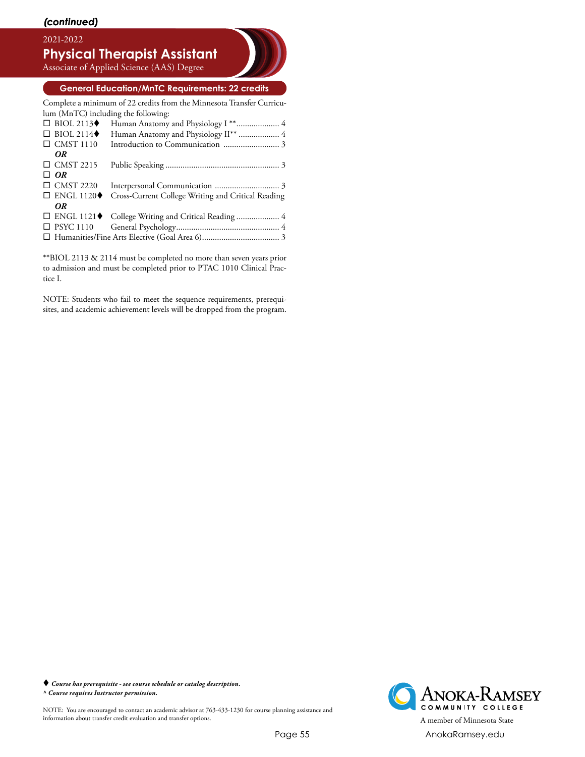*(continued)*

2021-2022

# Physical Therapist Assistant

Associate of Applied Science (AAS) Degree

## General Education/MnTC Requirements: 22 credits

Complete a minimum of 22 credits from the Minnesota Transfer Curriculum (MnTC) including the following:

- ☐ BIOL 2113♦ Human Anatomy and Physiology I ** .................... 4
- ☐ BIOL 2114♦ Human Anatomy and Physiology II** .................... 4
- ☐ CMST 1110 Introduction to Communication .......................... 3

  ***OR***
- ☐ CMST 2215 Public Speaking ........................................... 3
- ☐ ***OR***
- ☐ CMST 2220 Interpersonal Communication .............................. 3
- ☐ ENGL 1120♦ Cross-Current College Writing and Critical Reading

  ***OR***
- ☐ ENGL 1121♦ College Writing and Critical Reading .................... 4
- ☐ PSYC 1110 General Psychology ........................................... 4
- ☐ Humanities/Fine Arts Elective (Goal Area 6) .............................. 3

**BIOL 2113 & 2114 must be completed no more than seven years prior to admission and must be completed prior to PTAC 1010 Clinical Practice I.

NOTE: Students who fail to meet the sequence requirements, prerequisites, and academic achievement levels will be dropped from the program.

♦ ***Course has prerequisite - see course schedule or catalog description.***

^ ***Course requires Instructor permission.***

NOTE: You are encouraged to contact an academic advisor at 763-433-1230 for course planning assistance and information about transfer credit evaluation and transfer options.

Anoka-Ramsey Community College

A member of Minnesota State

AnokaRamsey.edu